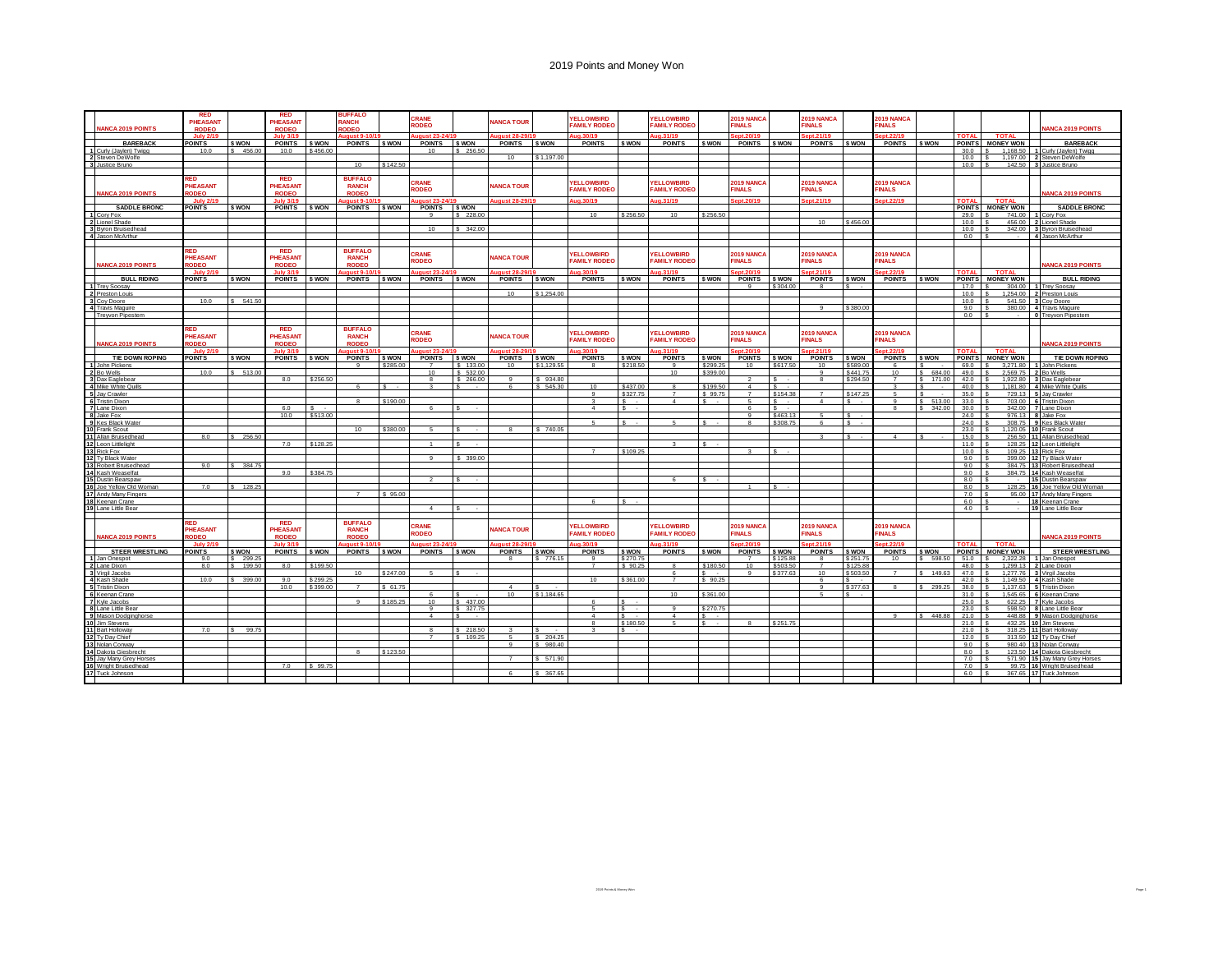# 2019 Points and Money Won

| NANCA 2019 POINTS | RED PHEASANT RODEO | | RED PHEASANT RODEO | | BUFFALO RANCH RODEO | | CRANE RODEO | | NANCA TOUR | | YELLOWBIRD FAMILY RODEO | | YELLOWBIRD FAMILY RODEO | | 2019 NANCA FINALS | | 2019 NANCA FINALS | | 2019 NANCA FINALS | | | | NANCA 2019 POINTS |
|---|---|---|---|---|---|---|---|---|---|---|---|---|---|---|---|---|---|---|---|---|---|---|---|
| | July 2/19 | | July 3/19 | | August 9-10/19 | | August 23-24/19 | | August 28-29/19 | | Aug.30/19 | | Aug.31/19 | | Sept.20/19 | | Sept.21/19 | | Sept.22/19 | | TOTAL | TOTAL | |
| BAREBACK | POINTS | $ WON | POINTS | $ WON | POINTS | $ WON | POINTS | $ WON | POINTS | $ WON | POINTS | $ WON | POINTS | $ WON | POINTS | $ WON | POINTS | $ WON | POINTS | $ WON | POINTS | MONEY WON | BAREBACK |
| 1 Curly (Jaylen) Twigg | 10.0 | $ 456.00 | 10.0 | $456.00 | | | 10 | $ 256.50 | | | | | | | | | | | | | 30.0 | $ 1,168.50 | 1 Curly (Jaylen) Twigg |
| 2 Steven DeWolfe | | | | | | | | | 10 | $1,197.00 | | | | | | | | | | | 10.0 | $ 1,197.00 | 2 Steven DeWolfe |
| 3 Justice Bruno | | | | | 10 | $142.50 | | | | | | | | | | | | | | | 10.0 | $ 142.50 | 3 Justice Bruno |

| NANCA 2019 POINTS | RED PHEASANT RODEO | | RED PHEASANT RODEO | | BUFFALO RANCH RODEO | | CRANE RODEO | | NANCA TOUR | | YELLOWBIRD FAMILY RODEO | | YELLOWBIRD FAMILY RODEO | | 2019 NANCA FINALS | | 2019 NANCA FINALS | | 2019 NANCA FINALS | | | | NANCA 2019 POINTS |
|---|---|---|---|---|---|---|---|---|---|---|---|---|---|---|---|---|---|---|---|---|---|---|---|
| | July 2/19 | | July 3/19 | | August 9-10/19 | | August 23-24/19 | | August 28-29/19 | | Aug.30/19 | | Aug.31/19 | | Sept.20/19 | | Sept.21/19 | | Sept.22/19 | | TOTAL | TOTAL | |
| SADDLE BRONC | POINTS | $ WON | POINTS | $ WON | POINTS | $ WON | POINTS | $ WON | POINTS | $ WON | POINTS | $ WON | POINTS | $ WON | POINTS | $ WON | POINTS | $ WON | POINTS | $ WON | POINTS | MONEY WON | SADDLE BRONC |
| 1 Cory Fox | | | | | | | 9 | $ 228.00 | | | 10 | $256.50 | 10 | $256.50 | | | | | | | 29.0 | $ 741.00 | 1 Cory Fox |
| 2 Lionel Shade | | | | | | | | | | | | | | | | | 10 | $456.00 | | | 10.0 | $ 456.00 | 2 Lionel Shade |
| 3 Byron Bruisedhead | | | | | | | 10 | $ 342.00 | | | | | | | | | | | | | 10.0 | $ 342.00 | 3 Byron Bruisedhead |
| 4 Jason McArthur | | | | | | | | | | | | | | | | | | | | | 0.0 | $ - | 4 Jason McArthur |

| NANCA 2019 POINTS | RED PHEASANT RODEO | | RED PHEASANT RODEO | | BUFFALO RANCH RODEO | | CRANE RODEO | | NANCA TOUR | | YELLOWBIRD FAMILY RODEO | | YELLOWBIRD FAMILY RODEO | | 2019 NANCA FINALS | | 2019 NANCA FINALS | | 2019 NANCA FINALS | | | | NANCA 2019 POINTS |
|---|---|---|---|---|---|---|---|---|---|---|---|---|---|---|---|---|---|---|---|---|---|---|---|
| | July 2/19 | | July 3/19 | | August 9-10/19 | | August 23-24/19 | | August 28-29/19 | | Aug.30/19 | | Aug.31/19 | | Sept.20/19 | | Sept.21/19 | | Sept.22/19 | | TOTAL | TOTAL | |
| BULL RIDING | POINTS | $ WON | POINTS | $ WON | POINTS | $ WON | POINTS | $ WON | POINTS | $ WON | POINTS | $ WON | POINTS | $ WON | POINTS | $ WON | POINTS | $ WON | POINTS | $ WON | POINTS | MONEY WON | BULL RIDING |
| 1 Trey Soosay | | | | | | | | | | | | | | | 9 | $304.00 | 8 | $ - | | | 17.0 | $ 304.00 | 1 Trey Soosay |
| 2 Preston Louis | | | | | | | | | 10 | $1,254.00 | | | | | | | | | | | 10.0 | $ 1,254.00 | 2 Preston Louis |
| 3 Coy Doore | 10.0 | $ 541.50 | | | | | | | | | | | | | | | | | | | 10.0 | $ 541.50 | 3 Coy Doore |
| 4 Travis Maguire | | | | | | | | | | | | | | | | | 9 | $380.00 | | | 9.0 | $ 380.00 | 4 Travis Maguire |
| Treyvon Pipestem | | | | | | | | | | | | | | | | | | | | | 0.0 | $ - | 0 Treyvon Pipestem |

| NANCA 2019 POINTS | RED PHEASANT RODEO | | RED PHEASANT RODEO | | BUFFALO RANCH RODEO | | CRANE RODEO | | NANCA TOUR | | YELLOWBIRD FAMILY RODEO | | YELLOWBIRD FAMILY RODEO | | 2019 NANCA FINALS | | 2019 NANCA FINALS | | 2019 NANCA FINALS | | | | NANCA 2019 POINTS |
|---|---|---|---|---|---|---|---|---|---|---|---|---|---|---|---|---|---|---|---|---|---|---|---|
| | July 2/19 | | July 3/19 | | August 9-10/19 | | August 23-24/19 | | August 28-29/19 | | Aug.30/19 | | Aug.31/19 | | Sept.20/19 | | Sept.21/19 | | Sept.22/19 | | TOTAL | TOTAL | |
| TIE DOWN ROPING | POINTS | $ WON | POINTS | $ WON | POINTS | $ WON | POINTS | $ WON | POINTS | $ WON | POINTS | $ WON | POINTS | $ WON | POINTS | $ WON | POINTS | $ WON | POINTS | $ WON | POINTS | MONEY WON | TIE DOWN ROPING |
| 1 John Pickens | | | | | 9 | $285.00 | 7 | $ 133.00 | 10 | $1,129.55 | 8 | $218.50 | 9 | $299.25 | 10 | $617.50 | 10 | $589.00 | 6 | $ - | 69.0 | $ 3,271.80 | 1 John Pickens |
| 2 Bo Wells | 10.0 | $ 513.00 | | | | | 10 | $ 532.00 | | | | | 10 | $399.00 | | | 9 | $441.75 | 10 | $ 684.00 | 49.0 | $ 2,569.75 | 2 Bo Wells |
| 3 Dax Eaglebear | | | 8.0 | $256.50 | | | 8 | $ 266.00 | 9 | $ 934.80 | | | | | 2 | $ - | 8 | $294.50 | 7 | $ 171.00 | 42.0 | $ 1,922.80 | 3 Dax Eaglebear |
| 4 Mike White Quills | | | | | 6 | $ - | 3 | $ - | 6 | $ 545.30 | 10 | $437.00 | 8 | $199.50 | 4 | $ - | | | 3 | $ - | 40.0 | $ 1,181.80 | 4 Mike White Quills |
| 5 Jay Crawler | | | | | | | | | | | 9 | $327.75 | 7 | $ 99.75 | 7 | $154.38 | 7 | $147.25 | 5 | $ - | 35.0 | $ 729.13 | 5 Jay Crawler |
| 6 Tristin Dixon | | | | | 8 | $190.00 | | | | | 3 | $ - | 4 | $ - | 5 | $ - | 4 | $ - | 9 | $ 513.00 | 33.0 | $ 703.00 | 6 Tristin Dixon |
| 7 Lane Dixon | | | 6.0 | $ - | | | 6 | $ - | | | 4 | $ - | | | 6 | $ - | | | 8 | $ 342.00 | 30.0 | $ 342.00 | 7 Lane Dixon |
| 8 Jake Fox | | | 10.0 | $513.00 | | | | | | | | | | | 9 | $463.13 | 5 | $ - | | | 24.0 | $ 976.13 | 8 Jake Fox |
| 9 Kes Black Water | | | | | | | | | | | 5 | $ - | 5 | $ - | 8 | $308.75 | 6 | $ - | | | 24.0 | $ 308.75 | 9 Kes Black Water |
| 10 Frank Scout | | | | | 10 | $380.00 | 5 | $ - | 8 | $ 740.05 | | | | | | | | | | | 23.0 | $ 1,120.05 | 10 Frank Scout |
| 11 Allan Bruisedhead | 8.0 | $ 256.50 | | | | | | | | | | | | | | | 3 | $ - | 4 | $ - | 15.0 | $ 256.50 | 11 Allan Bruisedhead |
| 12 Leon Littlelight | | | 7.0 | $128.25 | | | 1 | $ - | | | | | 3 | $ - | | | | | | | 11.0 | $ 128.25 | 12 Leon Littlelight |
| 13 Rick Fox | | | | | | | | | | | 7 | $109.25 | | | 3 | $ - | | | | | 10.0 | $ 109.25 | 13 Rick Fox |
| 12 Ty Black Water | | | | | | | 9 | $ 399.00 | | | | | | | | | | | | | 9.0 | $ 399.00 | 12 Ty Black Water |
| 13 Robert Bruisedhead | 9.0 | $ 384.75 | | | | | | | | | | | | | | | | | | | 9.0 | $ 384.75 | 13 Robert Bruisedhead |
| 14 Kash Weaselfat | | | 9.0 | $384.75 | | | | | | | | | | | | | | | | | 9.0 | $ 384.75 | 14 Kash Weaselfat |
| 15 Dustin Bearspaw | | | | | | | 2 | $ - | | | | | 6 | $ - | | | | | | | 8.0 | $ - | 15 Dustin Bearspaw |
| 16 Joe Yellow Old Woman | 7.0 | $ 128.25 | | | | | | | | | | | | | 1 | $ - | | | | | 8.0 | $ 128.25 | 16 Joe Yellow Old Woman |
| 17 Andy Many Fingers | | | | | 7 | $ 95.00 | | | | | | | | | | | | | | | 7.0 | $ 95.00 | 17 Andy Many Fingers |
| 18 Keenan Crane | | | | | | | | | | | 6 | $ - | | | | | | | | | 6.0 | $ - | 18 Keenan Crane |
| 19 Lane Little Bear | | | | | | | 4 | $ - | | | | | | | | | | | | | 4.0 | $ - | 19 Lane Little Bear |

| NANCA 2019 POINTS | RED PHEASANT RODEO | | RED PHEASANT RODEO | | BUFFALO RANCH RODEO | | CRANE RODEO | | NANCA TOUR | | YELLOWBIRD FAMILY RODEO | | YELLOWBIRD FAMILY RODEO | | 2019 NANCA FINALS | | 2019 NANCA FINALS | | 2019 NANCA FINALS | | | | NANCA 2019 POINTS |
|---|---|---|---|---|---|---|---|---|---|---|---|---|---|---|---|---|---|---|---|---|---|---|---|
| | July 2/19 | | July 3/19 | | August 9-10/19 | | August 23-24/19 | | August 28-29/19 | | Aug.30/19 | | Aug.31/19 | | Sept.20/19 | | Sept.21/19 | | Sept.22/19 | | TOTAL | TOTAL | |
| STEER WRESTLING | POINTS | $ WON | POINTS | $ WON | POINTS | $ WON | POINTS | $ WON | POINTS | $ WON | POINTS | $ WON | POINTS | $ WON | POINTS | $ WON | POINTS | $ WON | POINTS | $ WON | POINTS | MONEY WON | STEER WRESTLING |
| 1 Jan Onespot | 9.0 | $ 299.25 | | | | | | | 8 | $ 776.15 | 9 | $270.75 | | | 7 | $125.88 | 8 | $251.75 | 10 | $ 598.50 | 51.0 | $ 2,322.28 | 1 Jan Onespot |
| 2 Lane Dixon | 8.0 | $ 199.50 | 8.0 | $199.50 | | | | | | | 7 | $ 90.25 | 8 | $180.50 | 10 | $503.50 | 7 | $125.88 | | | 48.0 | $ 1,299.13 | 2 Lane Dixon |
| 3 Virgil Jacobs | | | | | 10 | $247.00 | 5 | $ - | | | | | 6 | $ - | 9 | $377.63 | 10 | $503.50 | 7 | $ 149.63 | 47.0 | $ 1,277.76 | 3 Virgil Jacobs |
| 4 Kash Shade | 10.0 | $ 399.00 | 9.0 | $299.25 | | | | | | | 10 | $361.00 | 7 | $ 90.25 | | | 6 | $ - | | | 42.0 | $ 1,149.50 | 4 Kash Shade |
| 5 Tristin Dixon | | | 10.0 | $399.00 | 7 | $ 61.75 | | | 4 | $ - | | | | | | | 9 | $377.63 | 8 | $ 299.25 | 38.0 | $ 1,137.63 | 5 Tristin Dixon |
| 6 Keenan Crane | | | | | | | 6 | $ - | 10 | $1,184.65 | | | 10 | $361.00 | | | 5 | $ - | | | 31.0 | $ 1,545.65 | 6 Keenan Crane |
| 7 Kyle Jacobs | | | | | 9 | $185.25 | 10 | $ 437.00 | | | 6 | $ - | | | | | | | | | 25.0 | $ 622.25 | 7 Kyle Jacobs |
| 8 Lane Little Bear | | | | | | | 9 | $ 327.75 | | | 5 | $ - | 9 | $270.75 | | | | | | | 23.0 | $ 598.50 | 8 Lane Little Bear |
| 9 Mason Dodginghorse | | | | | | | 4 | $ - | | | 4 | $ - | 4 | $ - | | | | | 9 | $ 448.88 | 21.0 | $ 448.88 | 9 Mason Dodginghorse |
| 10 Jim Stevens | | | | | | | | | | | 8 | $180.50 | 5 | $ - | 8 | $251.75 | | | | | 21.0 | $ 432.25 | 10 Jim Stevens |
| 11 Bart Holloway | 7.0 | $ 99.75 | | | | | 8 | $ 218.50 | 3 | $ - | 3 | $ - | | | | | | | | | 21.0 | $ 318.25 | 11 Bart Holloway |
| 12 Ty Day Chief | | | | | | | 7 | $ 109.25 | 5 | $ 204.25 | | | | | | | | | | | 12.0 | $ 313.50 | 12 Ty Day Chief |
| 13 Nolan Conway | | | | | | | | | 9 | $ 980.40 | | | | | | | | | | | 9.0 | $ 980.40 | 13 Nolan Conway |
| 14 Dakota Giesbrecht | | | | | 8 | $123.50 | | | | | | | | | | | | | | | 8.0 | $ 123.50 | 14 Dakota Giesbrecht |
| 15 Jay Many Grey Horses | | | | | | | | | 7 | $ 571.90 | | | | | | | | | | | 7.0 | $ 571.90 | 15 Jay Many Grey Horses |
| 16 Wright Bruisedhead | | | 7.0 | $ 99.75 | | | | | | | | | | | | | | | | | 7.0 | $ 99.75 | 16 Wright Bruisedhead |
| 17 Tuck Johnson | | | | | | | | | 6 | $ 367.65 | | | | | | | | | | | 6.0 | $ 367.65 | 17 Tuck Johnson |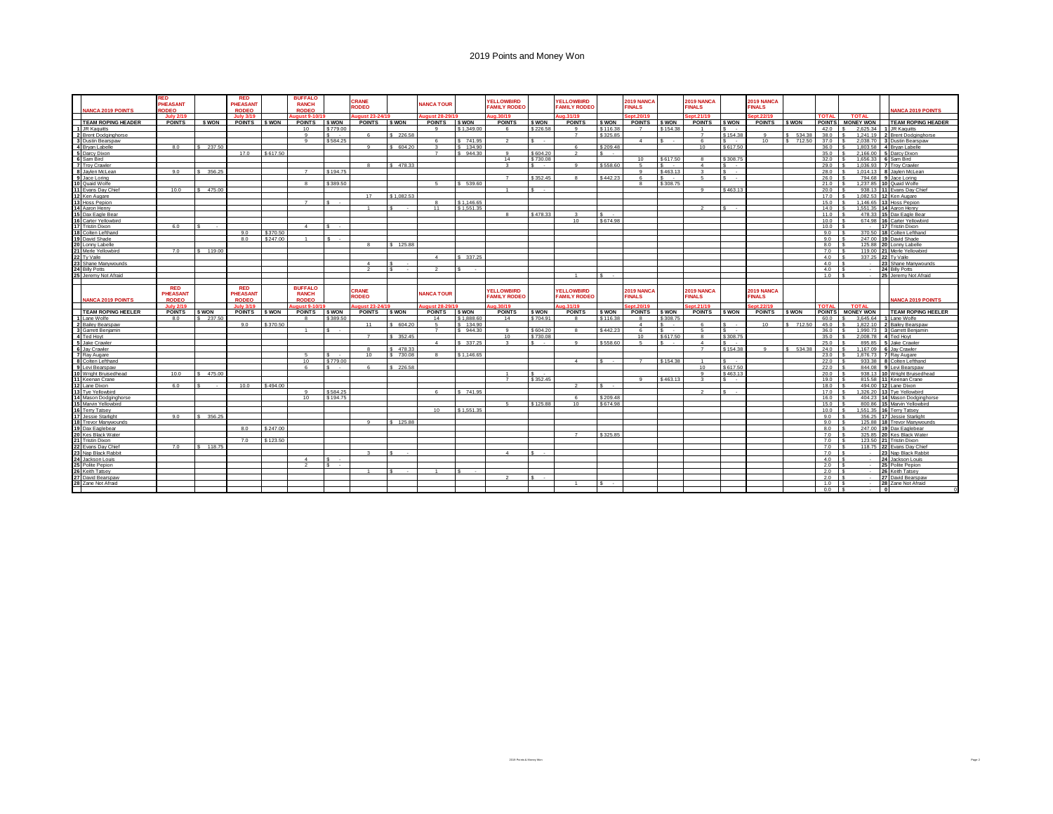# 2019 Points and Money Won

| | NANCA 2019 POINTS | RED PHEASANT RODEO | | RED PHEASANT RODEO | | BUFFALO RANCH RODEO | | CRANE RODEO | | NANCA TOUR | | YELLOWBIRD FAMILY RODEO | | YELLOWBIRD FAMILY RODEO | | 2019 NANCA FINALS | | 2019 NANCA FINALS | | 2019 NANCA FINALS | | TOTAL | TOTAL | | NANCA 2019 POINTS |
|---|---|---|---|---|---|---|---|---|---|---|---|---|---|---|---|---|---|---|---|---|---|---|---|---|---|
| | | July 2/19 | | July 3/19 | | August 9-10/19 | | August 23-24/19 | | August 28-29/19 | | Aug.30/19 | | Aug.31/19 | | Sept.20/19 | | Sept.21/19 | | Sept.22/19 | | | | | |
| | TEAM ROPING HEADER | POINTS | $ WON | POINTS | $ WON | POINTS | $ WON | POINTS | $ WON | POINTS | $ WON | POINTS | $ WON | POINTS | $ WON | POINTS | $ WON | POINTS | $ WON | POINTS | $ WON | POINTS | MONEY WON | | TEAM ROPING HEADER |
| 1 | JR Kaquitts | | | | | 10 | $779.00 | | | 9 | $ 1,349.00 | 6 | $226.58 | 9 | $116.38 | 7 | $154.38 | 1 | $ - | | | 42.0 | $ 2,625.34 | 1 | JR Kaquitts |
| 2 | Brent Dodginghorse | | | | | 9 | $ - | 6 | $ 226.58 | | | | | 7 | $325.85 | | | 7 | $154.38 | 9 | $ 534.38 | 38.0 | $ 1,241.19 | 2 | Brent Dodginghorse |
| 3 | Dustin Bearspaw | | | | | 9 | $584.25 | | | 6 | $ 741.95 | 2 | $ - | | | 4 | $ - | 6 | $ - | 10 | $ 712.50 | 37.0 | $ 2,038.70 | 3 | Dustin Bearspaw |
| 4 | Bryan Labelle | 8.0 | $ 237.50 | | | | | 9 | $ 604.20 | 3 | $ 134.90 | | | 6 | $209.48 | | | 10 | $617.50 | | | 36.0 | $ 1,803.58 | 4 | Bryan Labelle |
| 5 | Darcy Dixon | | | 17.0 | $617.50 | | | | | 7 | $ 944.30 | 9 | $604.20 | 2 | $ - | | | | | | | 35.0 | $ 2,166.00 | 5 | Darcy Dixon |
| 6 | Sam Bird | | | | | | | | | | | 14 | $730.08 | | | 10 | $617.50 | 8 | $308.75 | | | 32.0 | $ 1,656.33 | 6 | Sam Bird |
| 7 | Troy Crawler | | | | | | | 8 | $ 478.33 | | | 3 | $ - | 9 | $558.60 | 5 | $ - | 4 | $ - | | | 29.0 | $ 1,036.93 | 7 | Troy Crawler |
| 8 | Jaylen McLean | 9.0 | $ 356.25 | | | 7 | $194.75 | | | | | | | | | 9 | $463.13 | 3 | $ - | | | 28.0 | $ 1,014.13 | 8 | Jaylen McLean |
| 9 | Jace Loring | | | | | | | | | | | 7 | $352.45 | 8 | $442.23 | 6 | $ - | 5 | $ - | | | 26.0 | $ 794.68 | 9 | Jace Loring |
| 10 | Quaid Wolfe | | | | | 8 | $389.50 | | | 5 | $ 539.60 | | | | | 8 | $308.75 | | | | | 21.0 | $ 1,237.85 | 10 | Quaid Wolfe |
| 11 | Evans Day Chief | 10.0 | $ 475.00 | | | | | | | | | 1 | $ - | | | | | 9 | $463.13 | | | 20.0 | $ 938.13 | 11 | Evans Day Chief |
| 12 | Ken Augare | | | | | | | 17 | $ 1,082.53 | | | | | | | | | | | | | 17.0 | $ 1,082.53 | 12 | Ken Augare |
| 13 | Hoss Pepion | | | | | 7 | $ - | | | 8 | $ 1,146.65 | | | | | | | | | | | 15.0 | $ 1,146.65 | 13 | Hoss Pepion |
| 14 | Aaron Henry | | | | | | | 1 | $ - | 11 | $ 1,551.35 | | | | | | | 2 | $ - | | | 14.0 | $ 1,551.35 | 14 | Aaron Henry |
| 15 | Dax Eagle Bear | | | | | | | | | | | 8 | $478.33 | 3 | $ - | | | | | | | 11.0 | $ 478.33 | 15 | Dax Eagle Bear |
| 16 | Carter Yellowbird | | | | | | | | | | | | | 10 | $674.98 | | | | | | | 10.0 | $ 674.98 | 16 | Carter Yellowbird |
| 17 | Tristin Dixon | 6.0 | $ - | | | 4 | $ - | | | | | | | | | | | | | | | 10.0 | $ - | 17 | Tristin Dixon |
| 18 | Colten Lefthand | | | 9.0 | $370.50 | | | | | | | | | | | | | | | | | 9.0 | $ 370.50 | 18 | Colten Lefthand |
| 19 | David Shade | | | 8.0 | $247.00 | 1 | $ - | | | | | | | | | | | | | | | 9.0 | $ 247.00 | 19 | David Shade |
| 20 | Lonny Labelle | | | | | | | 8 | $ 125.88 | | | | | | | | | | | | | 8.0 | $ 125.88 | 20 | Lonny Labelle |
| 21 | Merle Yellowbird | 7.0 | $ 119.00 | | | | | | | | | | | | | | | | | | | 7.0 | $ 119.00 | 21 | Merle Yellowbird |
| 22 | Ty Vaile | | | | | | | | | 4 | $ 337.25 | | | | | | | | | | | 4.0 | $ 337.25 | 22 | Ty Vaile |
| 23 | Shane Manywounds | | | | | | | 4 | $ - | | | | | | | | | | | | | 4.0 | $ - | 23 | Shane Manywounds |
| 24 | Billy Potts | | | | | | | 2 | $ - | 2 | $ - | | | | | | | | | | | 4.0 | $ - | 24 | Billy Potts |
| 25 | Jeremy Not Afraid | | | | | | | | | | | | | 1 | $ - | | | | | | | 1.0 | $ - | 25 | Jeremy Not Afraid |

| | NANCA 2019 POINTS | RED PHEASANT RODEO | | RED PHEASANT RODEO | | BUFFALO RANCH RODEO | | CRANE RODEO | | NANCA TOUR | | YELLOWBIRD FAMILY RODEO | | YELLOWBIRD FAMILY RODEO | | 2019 NANCA FINALS | | 2019 NANCA FINALS | | 2019 NANCA FINALS | | TOTAL | TOTAL | | NANCA 2019 POINTS |
|---|---|---|---|---|---|---|---|---|---|---|---|---|---|---|---|---|---|---|---|---|---|---|---|---|---|
| | | July 2/19 | | July 3/19 | | August 9-10/19 | | August 23-24/19 | | August 28-29/19 | | Aug.30/19 | | Aug.31/19 | | Sept.20/19 | | Sept.21/19 | | Sept.22/19 | | | | | |
| | TEAM ROPING HEELER | POINTS | $ WON | POINTS | $ WON | POINTS | $ WON | POINTS | $ WON | POINTS | $ WON | POINTS | $ WON | POINTS | $ WON | POINTS | $ WON | POINTS | $ WON | POINTS | $ WON | POINTS | MONEY WON | | TEAM ROPING HEELER |
| 1 | Lane Wolfe | 8.0 | $ 237.50 | | | 8 | $389.50 | | | 14 | $ 1,888.60 | 14 | $704.91 | 8 | $116.38 | 8 | $308.75 | | | | | 60.0 | $ 3,645.64 | 1 | Lane Wolfe |
| 2 | Bailey Bearspaw | | | 9.0 | $370.50 | | | 11 | $ 604.20 | 5 | $ 134.90 | | | | | 4 | $ - | 6 | $ - | 10 | $ 712.50 | 45.0 | $ 1,822.10 | 2 | Bailey Bearspaw |
| 3 | Garrett Benjamin | | | | | 1 | $ - | | | 7 | $ 944.30 | 9 | $604.20 | 8 | $442.23 | 6 | $ - | 5 | $ - | | | 36.0 | $ 1,990.73 | 3 | Garrett Benjamin |
| 4 | Ted Hoyt | | | | | | | 7 | $ 352.45 | | | 10 | $730.08 | | | 10 | $617.50 | 8 | $308.75 | | | 35.0 | $ 2,008.78 | 4 | Ted Hoyt |
| 5 | Jake Crawler | | | | | | | | | 4 | $ 337.25 | 3 | $ - | 9 | $558.60 | 5 | $ - | 4 | $ - | | | 25.0 | $ 895.85 | 5 | Jake Crawler |
| 6 | Jay Crawler | | | | | | | 8 | $ 478.33 | | | | | | | | | 7 | $154.38 | 9 | $ 534.38 | 24.0 | $ 1,167.09 | 6 | Jay Crawler |
| 7 | Ray Augare | | | | | 5 | $ - | 10 | $ 730.08 | 8 | $ 1,146.65 | | | | | | | | | | | 23.0 | $ 1,876.73 | 7 | Ray Augare |
| 8 | Colten Lefthand | | | | | 10 | $779.00 | | | | | | | 4 | $ - | 7 | $154.38 | 1 | $ - | | | 22.0 | $ 933.38 | 8 | Colten Lefthand |
| 9 | Levi Bearspaw | | | | | 6 | $ - | 6 | $ 226.58 | | | | | | | | | 10 | $617.50 | | | 22.0 | $ 844.08 | 9 | Levi Bearspaw |
| 10 | Wright Bruisedhead | 10.0 | $ 475.00 | | | | | | | | | 1 | $ - | | | | | 9 | $463.13 | | | 20.0 | $ 938.13 | 10 | Wright Bruisedhead |
| 11 | Keenan Crane | | | | | | | | | | | 7 | $352.45 | | | 9 | $463.13 | 3 | $ - | | | 19.0 | $ 815.58 | 11 | Keenan Crane |
| 12 | Lane Dixon | 6.0 | $ - | 10.0 | $494.00 | | | | | | | | | 2 | $ - | | | | | | | 18.0 | $ 494.00 | 12 | Lane Dixon |
| 13 | Tye Yellowbird | | | | | 9 | $584.25 | | | 6 | $ 741.95 | | | | | | | 2 | $ - | | | 17.0 | $ 1,326.20 | 13 | Tye Yellowbird |
| 14 | Mason Dodginghorse | | | | | 10 | $194.75 | | | | | | | 6 | $209.48 | | | | | | | 16.0 | $ 404.23 | 14 | Mason Dodginghorse |
| 15 | Marvin Yellowbird | | | | | | | | | | | 5 | $125.88 | 10 | $674.98 | | | | | | | 15.0 | $ 800.86 | 15 | Marvin Yellowbird |
| 16 | Terry Tatsey | | | | | | | | | 10 | $ 1,551.35 | | | | | | | | | | | 10.0 | $ 1,551.35 | 16 | Terry Tatsey |
| 17 | Jessie Starlight | 9.0 | $ 356.25 | | | | | | | | | | | | | | | | | | | 9.0 | $ 356.25 | 17 | Jessie Starlight |
| 18 | Trevor Manywounds | | | | | | | 9 | $ 125.88 | | | | | | | | | | | | | 9.0 | $ 125.88 | 18 | Trevor Manywounds |
| 19 | Dax Eaglebear | | | 8.0 | $247.00 | | | | | | | | | | | | | | | | | 8.0 | $ 247.00 | 19 | Dax Eaglebear |
| 20 | Kes Black Water | | | | | | | | | | | | | 7 | $325.85 | | | | | | | 7.0 | $ 325.85 | 20 | Kes Black Water |
| 21 | Tristin Dixon | | | 7.0 | $123.50 | | | | | | | | | | | | | | | | | 7.0 | $ 123.50 | 21 | Tristin Dixon |
| 22 | Evans Day Chief | 7.0 | $ 118.75 | | | | | | | | | | | | | | | | | | | 7.0 | $ 118.75 | 22 | Evans Day Chief |
| 23 | Nap Black Rabbit | | | | | | | 3 | $ - | | | 4 | $ - | | | | | | | | | 7.0 | $ - | 23 | Nap Black Rabbit |
| 24 | Jackson Louis | | | | | 4 | $ - | | | | | | | | | | | | | | | 4.0 | $ - | 24 | Jackson Louis |
| 25 | Polite Pepion | | | | | 2 | $ - | | | | | | | | | | | | | | | 2.0 | $ - | 25 | Polite Pepion |
| 26 | Keith Tatsey | | | | | | | 1 | $ - | 1 | $ - | | | | | | | | | | | 2.0 | $ - | 26 | Keith Tatsey |
| 27 | David Bearspaw | | | | | | | | | | | 2 | $ - | | | | | | | | | 2.0 | $ - | 27 | David Bearspaw |
| 28 | Zane Not Afraid | | | | | | | | | | | | | 1 | $ - | | | | | | | 1.0 | $ - | 28 | Zane Not Afraid |
| | | | | | | | | | | | | | | | | | | | | | | 0.0 | $ - | 0 | 0 |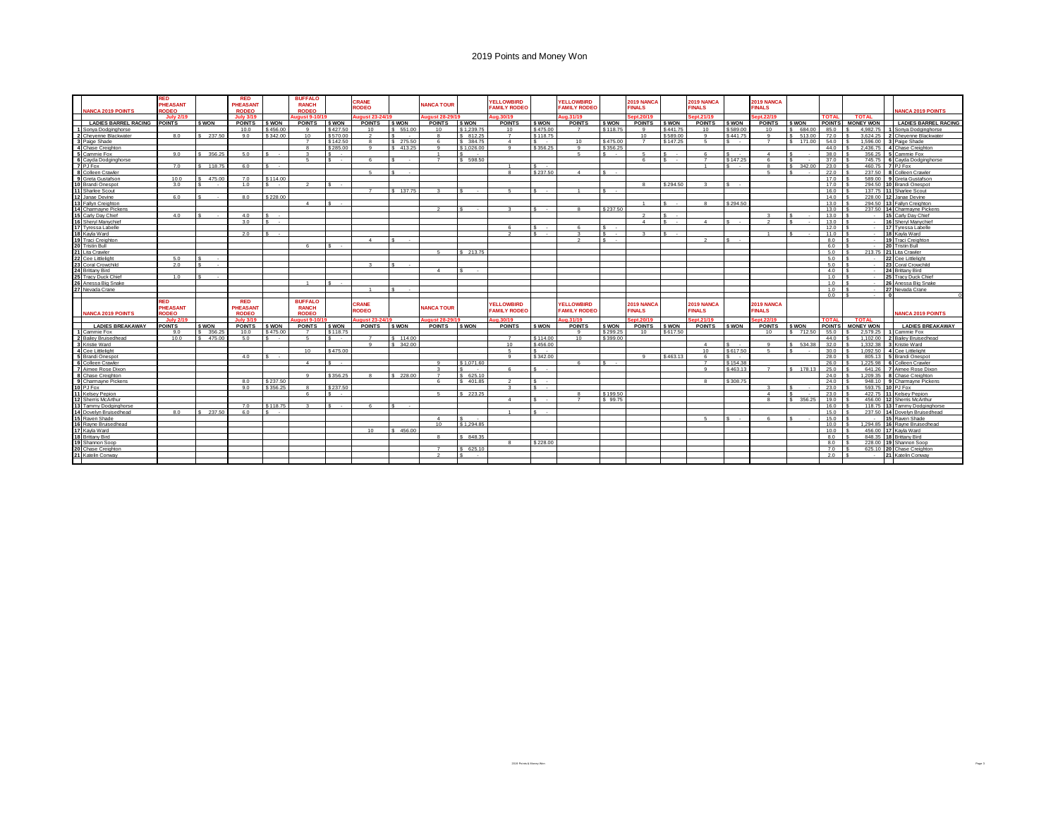# 2019 Points and Money Won

| NANCA 2019 POINTS | RED PHEASANT RODEO | | RED PHEASANT RODEO | | BUFFALO RANCH RODEO | | CRANE RODEO | | NANCA TOUR | | YELLOWBIRD FAMILY RODEO | | YELLOWBIRD FAMILY RODEO | | 2019 NANCA FINALS | | 2019 NANCA FINALS | | 2019 NANCA FINALS | | | | NANCA 2019 POINTS |
|---|---|---|---|---|---|---|---|---|---|---|---|---|---|---|---|---|---|---|---|---|---|---|---|
| | July 2/19 | | July 3/19 | | August 9-10/19 | | August 23-24/19 | | August 28-29/19 | | Aug.30/19 | | Aug.31/19 | | Sept.20/19 | | Sept.21/19 | | Sept.22/19 | | TOTAL | TOTAL | |
| LADIES BARREL RACING | POINTS | $ WON | POINTS | $ WON | POINTS | $ WON | POINTS | $ WON | POINTS | $ WON | POINTS | $ WON | POINTS | $ WON | POINTS | $ WON | POINTS | $ WON | POINTS | $ WON | POINTS | MONEY WON | LADIES BARREL RACING |
| 1 Sonya Dodginghorse | | | 10.0 | $ 456.00 | 9 | $ 427.50 | 10 | $ 551.00 | 10 | $ 1,239.75 | 10 | $ 475.00 | 7 | $ 118.75 | 9 | $ 441.75 | 10 | $ 589.00 | 10 | $ 684.00 | 85.0 | $ 4,982.75 | 1 Sonya Dodginghorse |
| 2 Cheyenne Blackwater | 8.0 | $ 237.50 | 9.0 | $ 342.00 | 10 | $ 570.00 | 2 | $ - | 8 | $ 812.25 | 7 | $ 118.75 | | | 10 | $ 589.00 | 9 | $ 441.75 | 9 | $ 513.00 | 72.0 | $ 3,624.25 | 2 Cheyenne Blackwater |
| 3 Paige Shade | | | | | 7 | $ 142.50 | 8 | $ 275.50 | 6 | $ 384.75 | 4 | $ - | 10 | $ 475.00 | 7 | $ 147.25 | 5 | $ - | 7 | $ 171.00 | 54.0 | $ 1,596.00 | 3 Paige Shade |
| 4 Chase Creighton | | | | | 8 | $ 285.00 | 9 | $ 413.25 | 9 | $ 1,026.00 | 9 | $ 356.25 | 9 | $ 356.25 | | | | | | | 44.0 | $ 2,436.75 | 4 Chase Creighton |
| 5 Cammie Fox | 9.0 | $ 356.25 | 5.0 | $ - | 3 | $ - | | | 1 | $ - | | | 5 | $ - | 5 | $ - | 6 | $ - | 4 | $ - | 38.0 | $ 356.25 | 5 Cammie Fox |
| 6 Cayda Dodginghorse | | | | | 5 | $ - | 6 | $ - | 7 | $ 598.50 | | | | | 6 | $ - | 7 | $ 147.25 | 6 | $ - | 37.0 | $ 745.75 | 6 Cayda Dodginghorse |
| 7 PJ Fox | 7.0 | $ 118.75 | 6.0 | $ - | | | | | | | 1 | $ - | | | | | 1 | $ - | 8 | $ 342.00 | 23.0 | $ 460.75 | 7 PJ Fox |
| 8 Colleen Crawler | | | | | | | 5 | $ - | | | 8 | $ 237.50 | 4 | $ - | | | | | 5 | $ - | 22.0 | $ 237.50 | 8 Colleen Crawler |
| 9 Greta Gustafson | 10.0 | $ 475.00 | 7.0 | $ 114.00 | | | | | | | | | | | | | | | | | 17.0 | $ 589.00 | 9 Greta Gustafson |
| 10 Brandi Onespot | 3.0 | $ - | 1.0 | $ - | 2 | $ - | | | | | | | | | 8 | $ 294.50 | 3 | $ - | | | 17.0 | $ 294.50 | 10 Brandi Onespot |
| 11 Sharlee Scout | | | | | | | 7 | $ 137.75 | 3 | $ - | 5 | $ - | 1 | $ - | | | | | | | 16.0 | $ 137.75 | 11 Sharlee Scout |
| 12 Janae Devine | 6.0 | $ - | 8.0 | $ 228.00 | | | | | | | | | | | | | | | | | 14.0 | $ 228.00 | 12 Janae Devine |
| 13 Fallyn Creighton | | | | | 4 | $ - | | | | | | | | | 1 | $ - | 8 | $ 294.50 | | | 13.0 | $ 294.50 | 13 Fallyn Creighton |
| 14 Charmayne Pickens | | | | | | | | | 2 | $ - | 3 | $ - | 8 | $ 237.50 | | | | | | | 13.0 | $ 237.50 | 14 Charmayne Pickens |
| 15 Carly Day Chief | 4.0 | $ - | 4.0 | $ - | | | | | | | | | | | 2 | $ - | | | 3 | $ - | 13.0 | $ - | 15 Carly Day Chief |
| 16 Sheryl Manychief | | | 3.0 | $ - | | | | | | | | | | | 4 | $ - | 4 | $ - | 2 | $ - | 13.0 | $ - | 16 Sheryl Manychief |
| 17 Tyressa Labelle | | | | | | | | | | | 6 | $ - | 6 | $ - | | | | | | | 12.0 | $ - | 17 Tyressa Labelle |
| 18 Kayla Ward | | | 2.0 | $ - | | | | | | | 2 | $ - | 3 | $ - | 3 | $ - | | | 1 | $ - | 11.0 | $ - | 18 Kayla Ward |
| 19 Traci Creighton | | | | | | | 4 | $ - | | | | | 2 | $ - | | | 2 | $ - | | | 8.0 | $ - | 19 Traci Creighton |
| 20 Tristin Bull | | | | | 6 | $ - | | | | | | | | | | | | | | | 6.0 | $ - | 20 Tristin Bull |
| 21 Lita Crawler | | | | | | | | | 5 | $ 213.75 | | | | | | | | | | | 5.0 | $ 213.75 | 21 Lita Crawler |
| 22 Cee Littlelight | 5.0 | $ - | | | | | | | | | | | | | | | | | | | 5.0 | $ - | 22 Cee Littlelight |
| 23 Coral Crowchild | 2.0 | $ - | | | | | 3 | $ - | | | | | | | | | | | | | 5.0 | $ - | 23 Coral Crowchild |
| 24 Brittany Bird | | | | | | | | | 4 | $ - | | | | | | | | | | | 4.0 | $ - | 24 Brittany Bird |
| 25 Tracy Duck Chief | 1.0 | $ - | | | | | | | | | | | | | | | | | | | 1.0 | $ - | 25 Tracy Duck Chief |
| 26 Anessa Big Snake | | | | | 1 | $ - | | | | | | | | | | | | | | | 1.0 | $ - | 26 Anessa Big Snake |
| 27 Nevada Crane | | | | | | | 1 | $ - | | | | | | | | | | | | | 1.0 | $ - | 27 Nevada Crane |
| | | | | | | | | | | | | | | | | | | | | | 0.0 | $ - | 0 |

| NANCA 2019 POINTS | RED PHEASANT RODEO | | RED PHEASANT RODEO | | BUFFALO RANCH RODEO | | CRANE RODEO | | NANCA TOUR | | YELLOWBIRD FAMILY RODEO | | YELLOWBIRD FAMILY RODEO | | 2019 NANCA FINALS | | 2019 NANCA FINALS | | 2019 NANCA FINALS | | | | NANCA 2019 POINTS |
|---|---|---|---|---|---|---|---|---|---|---|---|---|---|---|---|---|---|---|---|---|---|---|---|
| | July 2/19 | | July 3/19 | | August 9-10/19 | | August 23-24/19 | | August 28-29/19 | | Aug.30/19 | | Aug.31/19 | | Sept.20/19 | | Sept.21/19 | | Sept.22/19 | | TOTAL | TOTAL | |
| LADIES BREAKAWAY | POINTS | $ WON | POINTS | $ WON | POINTS | $ WON | POINTS | $ WON | POINTS | $ WON | POINTS | $ WON | POINTS | $ WON | POINTS | $ WON | POINTS | $ WON | POINTS | $ WON | POINTS | MONEY WON | LADIES BREAKAWAY |
| 1 Cammie Fox | 9.0 | $ 356.25 | 10.0 | $ 475.00 | 7 | $ 118.75 | | | | | | | 9 | $ 299.25 | 10 | $ 617.50 | | | 10 | $ 712.50 | 55.0 | $ 2,579.25 | 1 Cammie Fox |
| 2 Bailey Bruisedhead | 10.0 | $ 475.00 | 5.0 | $ - | 5 | $ - | 7 | $ 114.00 | | | 7 | $ 114.00 | 10 | $ 399.00 | | | | | | | 44.0 | $ 1,102.00 | 2 Bailey Bruisedhead |
| 3 Kristie Ward | | | | | | | 9 | $ 342.00 | | | 10 | $ 456.00 | | | | | 4 | $ - | 9 | $ 534.38 | 32.0 | $ 1,332.38 | 3 Kristie Ward |
| 4 Cee Littlelight | | | | | 10 | $ 475.00 | | | | | 5 | $ - | | | | | 10 | $ 617.50 | 5 | $ - | 30.0 | $ 1,092.50 | 4 Cee Littlelight |
| 5 Brandi Onespot | | | 4.0 | $ - | | | | | | | 9 | $ 342.00 | | | 9 | $ 463.13 | 6 | $ - | | | 28.0 | $ 805.13 | 5 Brandi Onespot |
| 6 Colleen Crawler | | | | | 4 | $ - | | | 9 | $ 1,071.60 | | | 6 | $ - | | | 7 | $ 154.38 | | | 26.0 | $ 1,225.98 | 6 Colleen Crawler |
| 7 Aimee Rose Dixon | | | | | | | | | 3 | $ - | 6 | $ - | | | | | 9 | $ 463.13 | 7 | $ 178.13 | 25.0 | $ 641.26 | 7 Aimee Rose Dixon |
| 8 Chase Creighton | | | | | 9 | $ 356.25 | 8 | $ 228.00 | 7 | $ 625.10 | | | | | | | | | | | 24.0 | $ 1,209.35 | 8 Chase Creighton |
| 9 Charmayne Pickens | | | 8.0 | $ 237.50 | | | | | 6 | $ 401.85 | 2 | $ - | | | | | 8 | $ 308.75 | | | 24.0 | $ 948.10 | 9 Charmayne Pickens |
| 10 PJ Fox | | | 9.0 | $ 356.25 | 8 | $ 237.50 | | | | | 3 | $ - | | | | | | | 3 | $ - | 23.0 | $ 593.75 | 10 PJ Fox |
| 11 Kelsey Pepion | | | | | 6 | $ - | | | 5 | $ 223.25 | | | 8 | $ 199.50 | | | | | 4 | $ - | 23.0 | $ 422.75 | 11 Kelsey Pepion |
| 12 Sherris McArthur | | | | | | | | | | | 4 | $ - | 7 | $ 99.75 | | | | | 8 | $ 356.25 | 19.0 | $ 456.00 | 12 Sherris McArthur |
| 13 Tammy Dodginghorse | | | 7.0 | $ 118.75 | 3 | $ - | 6 | $ - | | | | | | | | | | | | | 16.0 | $ 118.75 | 13 Tammy Dodginghorse |
| 14 Dovelyn Bruisedhead | 8.0 | $ 237.50 | 6.0 | $ - | | | | | | | 1 | $ - | | | | | | | | | 15.0 | $ 237.50 | 14 Dovelyn Bruisedhead |
| 15 Raven Shade | | | | | | | | | 4 | $ - | | | | | | | 5 | $ - | 6 | $ - | 15.0 | $ - | 15 Raven Shade |
| 16 Rayne Bruisedhead | | | | | | | | | 10 | $ 1,294.85 | | | | | | | | | | | 10.0 | $ 1,294.85 | 16 Rayne Bruisedhead |
| 17 Kayla Ward | | | | | | | 10 | $ 456.00 | | | | | | | | | | | | | 10.0 | $ 456.00 | 17 Kayla Ward |
| 18 Brittany Bird | | | | | | | | | 8 | $ 848.35 | | | | | | | | | | | 8.0 | $ 848.35 | 18 Brittany Bird |
| 19 Shannon Soop | | | | | | | | | | | 8 | $ 228.00 | | | | | | | | | 8.0 | $ 228.00 | 19 Shannon Soop |
| 20 Chase Creighton | | | | | | | | | 7 | $ 625.10 | | | | | | | | | | | 7.0 | $ 625.10 | 20 Chase Creighton |
| 21 Katelin Conway | | | | | | | | | 2 | $ - | | | | | | | | | | | 2.0 | $ - | 21 Katelin Conway |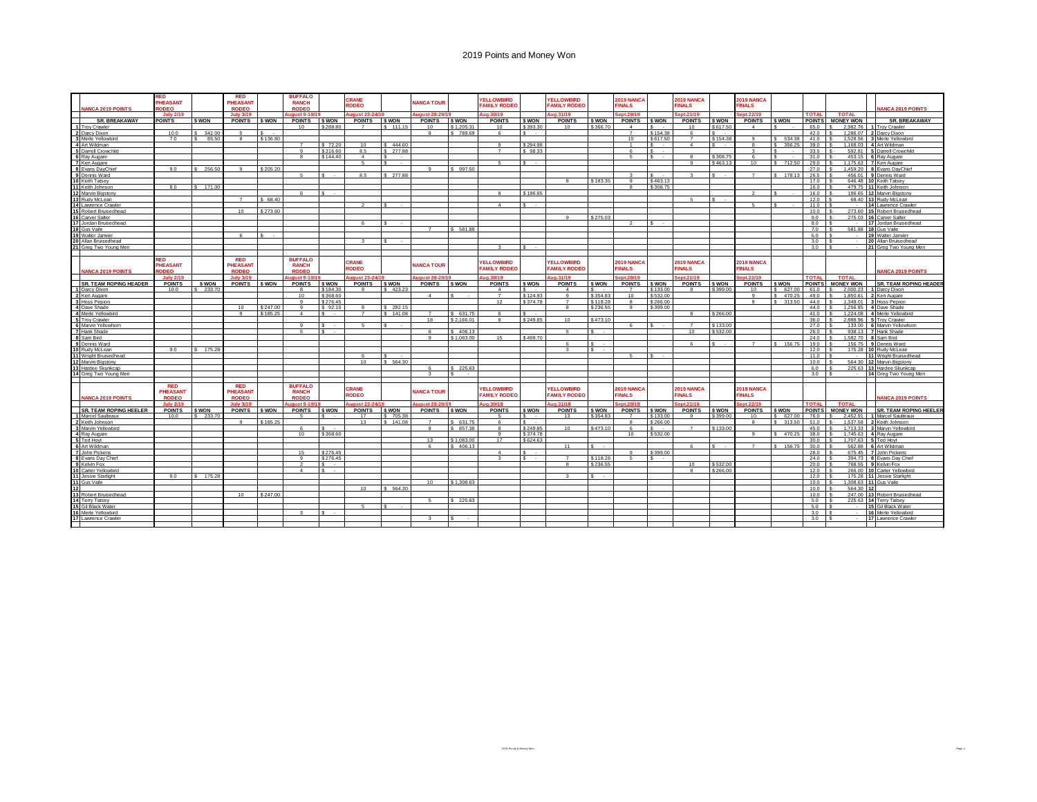# 2019 Points and Money Won

| NANCA 2019 POINTS | RED PHEASANT RODEO July 2/19 | | RED PHEASANT RODEO July 3/19 | | BUFFALO RANCH RODEO August 9-10/19 | | CRANE RODEO August 23-24/19 | | NANCA TOUR August 28-29/19 | | YELLOWBIRD FAMILY RODEO Aug.30/19 | | YELLOWBIRD FAMILY RODEO Aug.31/19 | | 2019 NANCA FINALS Sept.20/19 | | 2019 NANCA FINALS Sept.21/19 | | 2019 NANCA FINALS Sept.22/19 | | TOTAL | TOTAL | NANCA 2019 POINTS |
|---|---|---|---|---|---|---|---|---|---|---|---|---|---|---|---|---|---|---|---|---|---|---|---|
| SR. BREAKAWAY | POINTS | $ WON | POINTS | $ WON | POINTS | $ WON | POINTS | $ WON | POINTS | $ WON | POINTS | $ WON | POINTS | $ WON | POINTS | $ WON | POINTS | $ WON | POINTS | $ WON | POINTS | MONEY WON | SR. BREAKAWAY |
| 1 Troy Crawler | | | | | 10 | $ 288.80 | 7 | $ 111.15 | 10 | $ 1,205.31 | 10 | $ 393.30 | 10 | $ 366.70 | 4 | $ - | 10 | $ 617.50 | 4 | $ - | 65.0 | $ 2,982.76 | 1 Troy Crawler |
| 2 Darcy Dixon | 10.0 | $ 342.00 | 5 | $ - | | | | | 8 | $ 789.69 | 6 | $ - | | | 7 | $ 154.38 | 6 | $ - | | | 42.0 | $ 1,286.07 | 2 Darcy Dixon |
| 3 Merle Yellowbird | 7.0 | $ 85.50 | 8 | $ 136.80 | | | | | | | | | | | 10 | $ 617.50 | 7 | $ 154.38 | 9 | $ 534.38 | 41.0 | $ 1,528.56 | 3 Merle Yellowbird |
| 4 Art Wildman | | | | | 7 | $ 72.20 | 10 | $ 444.60 | | | 9 | $ 294.98 | | | 1 | $ - | 4 | $ - | 8 | $ 356.25 | 39.0 | $ 1,168.03 | 4 Art Wildman |
| 5 Darrell Crowchild | | | | | 9 | $ 216.60 | 8.5 | $ 277.88 | | | 7 | $ 98.33 | | | 6 | $ - | | | 3 | $ - | 33.5 | $ 592.81 | 5 Darrell Crowchild |
| 6 Ray Augare | | | | | 8 | $ 144.40 | 4 | $ - | | | | | | | 5 | $ - | 8 | $ 308.75 | 6 | $ - | 31.0 | $ 453.15 | 6 Ray Augare |
| 7 Ken Augare | | | | | | | 5 | $ - | | | 5 | $ - | | | | | 9 | $ 463.13 | 10 | $ 712.50 | 29.0 | $ 1,175.63 | 7 Ken Augare |
| 8 Evans DayChief | 9.0 | $ 256.50 | 9 | $ 205.20 | | | | | 9 | $ 997.50 | | | | | | | | | | | 27.0 | $ 1,459.20 | 8 Evans DayChief |
| 9 Dennis Ward | | | | | 5 | $ - | 8.5 | $ 277.88 | | | | | | | 3 | $ - | 3 | $ - | 7 | $ 178.13 | 26.5 | $ 456.01 | 9 Dennis Ward |
| 10 Keith Tatsey | | | | | | | | | | | | | 8 | $ 183.35 | 9 | $ 463.13 | | | | | 17.0 | $ 646.48 | 10 Keith Tatsey |
| 11 Keith Johnson | 8.0 | $ 171.00 | | | | | | | | | | | | | 8 | $ 308.75 | | | | | 16.0 | $ 479.75 | 11 Keith Johnson |
| 12 Marvin Bigstony | | | | | 6 | $ - | | | | | 8 | $ 196.65 | | | | | | | 2 | $ - | 16.0 | $ 196.65 | 12 Marvin Bigstony |
| 13 Rudy McLean | | | 7 | $ 68.40 | | | | | | | | | | | | | 5 | $ - | | | 12.0 | $ 68.40 | 13 Rudy McLean |
| 14 Lawrence Crawler | | | | | | | 2 | $ - | | | 4 | $ - | | | | | | | 5 | $ - | 11.0 | $ - | 14 Lawrence Crawler |
| 15 Robert Bruisedhead | | | 10 | $ 273.60 | | | | | | | | | | | | | | | | | 10.0 | $ 273.60 | 15 Robert Bruisedhead |
| 16 Carver Salter | | | | | | | | | | | | | 9 | $ 275.03 | | | | | | | 9.0 | $ 275.03 | 16 Carver Salter |
| 17 Jordan Bruisedhead | | | | | | | 6 | $ - | | | | | | | 2 | $ - | | | | | 8.0 | $ - | 17 Jordan Bruisedhead |
| 18 Gus Vaile | | | | | | | | | 7 | $ 581.88 | | | | | | | | | | | 7.0 | $ 581.88 | 18 Gus Vaile |
| 19 Walter Janvier | | | 6 | $ - | | | | | | | | | | | | | | | | | 6.0 | $ - | 19 Walter Janvier |
| 20 Allan Bruisedhead | | | | | | | 3 | $ - | | | | | | | | | | | | | 3.0 | $ - | 20 Allan Bruisedhead |
| 21 Greg Two Young Men | | | | | | | | | | | 3 | $ - | | | | | | | | | 3.0 | $ - | 21 Greg Two Young Men |

| NANCA 2019 POINTS | RED PHEASANT RODEO July 2/19 | | RED PHEASANT RODEO July 3/19 | | BUFFALO RANCH RODEO August 9-10/19 | | CRANE RODEO August 23-24/19 | | NANCA TOUR August 28-29/19 | | YELLOWBIRD FAMILY RODEO Aug.30/19 | | YELLOWBIRD FAMILY RODEO Aug.31/19 | | 2019 NANCA FINALS Sept.20/19 | | 2019 NANCA FINALS Sept.21/19 | | 2019 NANCA FINALS Sept.22/19 | | TOTAL | TOTAL | NANCA 2019 POINTS |
|---|---|---|---|---|---|---|---|---|---|---|---|---|---|---|---|---|---|---|---|---|---|---|---|
| SR. TEAM ROPING HEADER | POINTS | $ WON | POINTS | $ WON | POINTS | $ WON | POINTS | $ WON | POINTS | $ WON | POINTS | $ WON | POINTS | $ WON | POINTS | $ WON | POINTS | $ WON | POINTS | $ WON | POINTS | MONEY WON | SR. TEAM ROPING HEADER |
| 1 Darcy Dixon | 10.0 | $ 233.70 | | | 8 | $ 184.30 | 9 | $ 423.23 | | | 4 | $ - | 4 | $ - | 7 | $ 133.00 | 9 | $ 399.00 | 10 | $ 627.00 | 61.0 | $ 2,000.23 | 1 Darcy Dixon |
| 2 Ken Augare | | | | | 10 | $ 368.60 | | | 4 | $ - | 7 | $ 124.93 | 9 | $ 354.83 | 10 | $ 532.00 | | | 9 | $ 470.25 | 49.0 | $ 1,850.61 | 2 Ken Augare |
| 3 Hoss Pepion | | | | | 9 | $ 276.45 | | | | | 12 | $ 374.78 | 7 | $ 118.28 | 8 | $ 266.00 | | | 8 | $ 313.50 | 44.0 | $ 1,349.01 | 3 Hoss Pepion |
| 4 Dave Shade | | | 10 | $ 247.00 | 9 | $ 92.15 | 8 | $ 282.15 | | | | | 8 | $ 236.55 | 9 | $ 399.00 | | | | | 44.0 | $ 1,256.85 | 4 Dave Shade |
| 4 Merle Yellowbird | | | 9 | $ 185.25 | 4 | $ - | 7 | $ 141.08 | 7 | $ 631.75 | 6 | $ - | | | | | 8 | $ 266.00 | | | 41.0 | $ 1,224.08 | 4 Merle Yellowbird |
| 5 Troy Crawler | | | | | | | | | 18 | $ 2,166.01 | 8 | $ 249.85 | 10 | $ 473.10 | | | | | | | 36.0 | $ 2,888.96 | 5 Troy Crawler |
| 6 Marvin Yellowhorn | | | | | 9 | $ - | 5 | $ - | | | | | | | 6 | $ - | 7 | $ 133.00 | | | 27.0 | $ 133.00 | 6 Marvin Yellowhorn |
| 7 Hank Shade | | | | | 5 | $ - | | | 6 | $ 406.13 | | | 5 | $ - | | | 10 | $ 532.00 | | | 26.0 | $ 938.13 | 7 Hank Shade |
| 8 Sam Bird | | | | | | | | | 9 | $ 1,083.00 | 15 | $ 499.70 | | | | | | | | | 24.0 | $ 1,582.70 | 8 Sam Bird |
| 9 Dennis Ward | | | | | | | | | | | | | 6 | $ - | | | 6 | $ - | 7 | $ 156.75 | 19.0 | $ 156.75 | 9 Dennis Ward |
| 10 Rudy McLean | 9.0 | $ 175.28 | | | | | | | | | | | 3 | $ - | | | | | | | 12.0 | $ 175.28 | 10 Rudy McLean |
| 11 Wright Bruisedhead | | | | | | | 6 | $ - | | | | | | | 5 | $ - | | | | | 11.0 | $ - | 11 Wright Bruisedhead |
| 12 Marvin Bigstony | | | | | | | 10 | $ 564.30 | | | | | | | | | | | | | 10.0 | $ 564.30 | 12 Marvin Bigstony |
| 13 Hardee Skunkcap | | | | | | | | | 6 | $ 225.63 | | | | | | | | | | | 6.0 | $ 225.63 | 13 Hardee Skunkcap |
| 14 Greg Two Young Men | | | | | | | | | 3 | $ - | | | | | | | | | | | 3.0 | $ - | 14 Greg Two Young Men |

| NANCA 2019 POINTS | RED PHEASANT RODEO July 2/19 | | RED PHEASANT RODEO July 3/19 | | BUFFALO RANCH RODEO August 9-10/19 | | CRANE RODEO August 23-24/19 | | NANCA TOUR August 28-29/19 | | YELLOWBIRD FAMILY RODEO Aug.30/19 | | YELLOWBIRD FAMILY RODEO Aug.31/19 | | 2019 NANCA FINALS Sept.20/19 | | 2019 NANCA FINALS Sept.21/19 | | 2019 NANCA FINALS Sept.22/19 | | TOTAL | TOTAL | NANCA 2019 POINTS |
|---|---|---|---|---|---|---|---|---|---|---|---|---|---|---|---|---|---|---|---|---|---|---|---|
| SR. TEAM ROPING HEELER | POINTS | $ WON | POINTS | $ WON | POINTS | $ WON | POINTS | $ WON | POINTS | $ WON | POINTS | $ WON | POINTS | $ WON | POINTS | $ WON | POINTS | $ WON | POINTS | $ WON | POINTS | MONEY WON | SR. TEAM ROPING HEELER |
| 1 Marcel Saulteaux | 10.0 | $ 233.70 | | | 5 | $ - | 17 | $ 705.38 | | | 5 | $ - | 13 | $ 354.83 | 7 | $ 133.00 | 9 | $ 399.00 | 10 | $ 627.00 | 76.0 | $ 2,452.91 | 1 Marcel Saulteaux |
| 2 Keith Johnson | | | 9 | $ 185.25 | | | 13 | $ 141.08 | 7 | $ 631.75 | 6 | $ - | | | 8 | $ 266.00 | | | 8 | $ 313.50 | 51.0 | $ 1,537.58 | 2 Keith Johnson |
| 3 Marvin Yellowbird | | | | | 6 | $ - | | | 8 | $ 857.38 | 8 | $ 249.85 | 10 | $ 473.10 | 6 | $ - | 7 | $ 133.00 | | | 45.0 | $ 1,713.33 | 3 Marvin Yellowbird |
| 4 Ray Augare | | | | | 10 | $ 368.60 | | | | | 9 | $ 374.78 | | | 10 | $ 532.00 | | | 9 | $ 470.25 | 38.0 | $ 1,745.63 | 4 Ray Augare |
| 5 Ted Hoyt | | | | | | | | | 13 | $ 1,083.00 | 17 | $ 624.63 | | | | | | | | | 30.0 | $ 1,707.63 | 5 Ted Hoyt |
| 6 Art Wildman | | | | | | | | | 6 | $ 406.13 | | | 11 | $ - | | | 6 | $ - | 7 | $ 156.75 | 30.0 | $ 562.88 | 6 Art Wildman |
| 7 John Pickens | | | | | 15 | $ 276.45 | | | | | 4 | $ - | | | 9 | $ 399.00 | | | | | 28.0 | $ 675.45 | 7 John Pickens |
| 8 Evans Day Chief | | | | | 9 | $ 276.45 | | | | | 3 | $ - | 7 | $ 118.28 | 5 | $ - | | | | | 24.0 | $ 394.73 | 8 Evans Day Chief |
| 9 Kelvin Fox | | | | | 2 | $ - | | | | | | | 8 | $ 236.55 | | | 10 | $ 532.00 | | | 20.0 | $ 768.55 | 9 Kelvin Fox |
| 10 Carter Yellowbird | | | | | 4 | $ - | | | | | | | | | | | 8 | $ 266.00 | | | 12.0 | $ 266.00 | 10 Carter Yellowbird |
| 11 Jessie Starlight | 9.0 | $ 175.28 | | | | | | | | | | | 3 | $ - | | | | | | | 12.0 | $ 175.28 | 11 Jessie Starlight |
| 11 Gus Vaile | | | | | | | | | 10 | $ 1,308.63 | | | | | | | | | | | 10.0 | $ 1,308.63 | 11 Gus Vaile |
| 12 | | | | | | | 10 | $ 564.30 | | | | | | | | | | | | | 10.0 | $ 564.30 | 12 |
| 13 Robert Bruisedhead | | | 10 | $ 247.00 | | | | | | | | | | | | | | | | | 10.0 | $ 247.00 | 13 Robert Bruisedhead |
| 14 Terry Tatsey | | | | | | | | | 5 | $ 225.63 | | | | | | | | | | | 5.0 | $ 225.63 | 14 Terry Tatsey |
| 15 Gil Black Water | | | | | | | 5 | $ - | | | | | | | | | | | | | 5.0 | $ - | 15 Gil Black Water |
| 16 Merle Yellowbird | | | | | 3 | $ - | | | | | | | | | | | | | | | 3.0 | $ - | 16 Merle Yellowbird |
| 17 Lawrence Crawler | | | | | | | | | 3 | $ - | | | | | | | | | | | 3.0 | $ - | 17 Lawrence Crawler |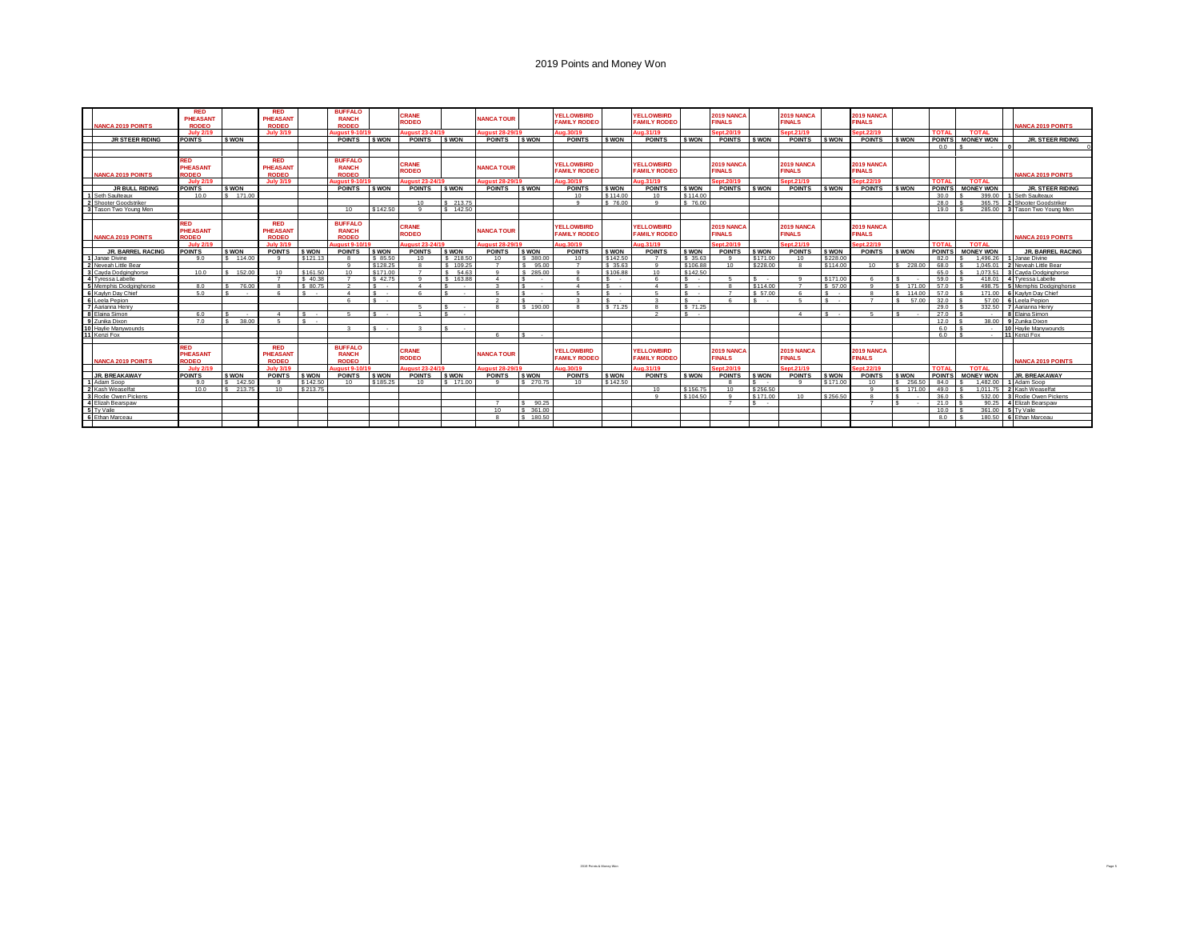# 2019 Points and Money Won

| | NANCA 2019 POINTS | RED PHEASANT RODEO | | RED PHEASANT RODEO | | BUFFALO RANCH RODEO | | CRANE RODEO | | NANCA TOUR | | YELLOWBIRD FAMILY RODEO | | YELLOWBIRD FAMILY RODEO | | 2019 NANCA FINALS | | 2019 NANCA FINALS | | 2019 NANCA FINALS | | TOTAL | TOTAL | | NANCA 2019 POINTS |
|---|---|---|---|---|---|---|---|---|---|---|---|---|---|---|---|---|---|---|---|---|---|---|---|---|---|
| | | July 2/19 | | July 3/19 | | August 9-10/19 | | August 23-24/19 | | August 28-29/19 | | Aug.30/19 | | Aug.31/19 | | Sept.20/19 | | Sept.21/19 | | Sept.22/19 | | | | | |
| | JR STEER RIDING | POINTS | $ WON | | | POINTS | $ WON | POINTS | $ WON | POINTS | $ WON | POINTS | $ WON | POINTS | $ WON | POINTS | $ WON | POINTS | $ WON | POINTS | $ WON | POINTS | MONEY WON | | JR. STEER RIDING |
| | | | | | | | | | | | | | | | | | | | | | | 0.0 | $ - | 0 | 0 |

| | NANCA 2019 POINTS | RED PHEASANT RODEO | | RED PHEASANT RODEO | | BUFFALO RANCH RODEO | | CRANE RODEO | | NANCA TOUR | | YELLOWBIRD FAMILY RODEO | | YELLOWBIRD FAMILY RODEO | | 2019 NANCA FINALS | | 2019 NANCA FINALS | | 2019 NANCA FINALS | | TOTAL | TOTAL | | NANCA 2019 POINTS |
|---|---|---|---|---|---|---|---|---|---|---|---|---|---|---|---|---|---|---|---|---|---|---|---|---|---|
| | | July 2/19 | | July 3/19 | | August 9-10/19 | | August 23-24/19 | | August 28-29/19 | | Aug.30/19 | | Aug.31/19 | | Sept.20/19 | | Sept.21/19 | | Sept.22/19 | | | | | |
| | JR BULL RIDING | POINTS | $ WON | | | POINTS | $ WON | POINTS | $ WON | POINTS | $ WON | POINTS | $ WON | POINTS | $ WON | POINTS | $ WON | POINTS | $ WON | POINTS | $ WON | POINTS | MONEY WON | | JR. STEER RIDING |
| 1 | Seth Saulteaux | 10.0 | $ 171.00 | | | | | | | | | 10 | $ 114.00 | 10 | $ 114.00 | | | | | | | 30.0 | $ 399.00 | 1 | Seth Saulteaux |
| 2 | Shooter Goodstriker | | | | | | | 10 | $ 213.75 | | | 9 | $ 76.00 | 9 | $ 76.00 | | | | | | | 28.0 | $ 365.75 | 2 | Shooter Goodstriker |
| 3 | Tason Two Young Men | | | | | 10 | $ 142.50 | 9 | $ 142.50 | | | | | | | | | | | | | 19.0 | $ 285.00 | 3 | Tason Two Young Men |

| | NANCA 2019 POINTS | RED PHEASANT RODEO | | RED PHEASANT RODEO | | BUFFALO RANCH RODEO | | CRANE RODEO | | NANCA TOUR | | YELLOWBIRD FAMILY RODEO | | YELLOWBIRD FAMILY RODEO | | 2019 NANCA FINALS | | 2019 NANCA FINALS | | 2019 NANCA FINALS | | TOTAL | TOTAL | | NANCA 2019 POINTS |
|---|---|---|---|---|---|---|---|---|---|---|---|---|---|---|---|---|---|---|---|---|---|---|---|---|---|
| | | July 2/19 | | July 3/19 | | August 9-10/19 | | August 23-24/19 | | August 28-29/19 | | Aug.30/19 | | Aug.31/19 | | Sept.20/19 | | Sept.21/19 | | Sept.22/19 | | | | | |
| | JR. BARREL RACING | POINTS | $ WON | POINTS | $ WON | POINTS | $ WON | POINTS | $ WON | POINTS | $ WON | POINTS | $ WON | POINTS | $ WON | POINTS | $ WON | POINTS | $ WON | POINTS | $ WON | POINTS | MONEY WON | | JR. BARREL RACING |
| 1 | Janae Divine | 9.0 | $ 114.00 | 9 | $ 121.13 | 8 | $ 85.50 | 10 | $ 218.50 | 10 | $ 380.00 | 10 | $ 142.50 | 7 | $ 35.63 | 9 | $ 171.00 | 10 | $ 228.00 | | | 82.0 | $ 1,496.26 | 1 | Janae Divine |
| 2 | Neveah Little Bear | | | | | 9 | $ 128.25 | 8 | $ 109.25 | 7 | $ 95.00 | 7 | $ 35.63 | 9 | $ 106.88 | 10 | $ 228.00 | 8 | $ 114.00 | 10 | $ 228.00 | 68.0 | $ 1,045.01 | 2 | Neveah Little Bear |
| 3 | Cayda Dodginghorse | 10.0 | $ 152.00 | 10 | $ 161.50 | 10 | $ 171.00 | 7 | $ 54.63 | 9 | $ 285.00 | 9 | $ 106.88 | 10 | $ 142.50 | | | | | 6 | $ - | 65.0 | $ 1,073.51 | 3 | Cayda Dodginghorse |
| 4 | Tyressa Labelle | | | 7 | $ 40.38 | 7 | $ 42.75 | 9 | $ 163.88 | 4 | $ - | 6 | $ - | 6 | $ - | 5 | $ - | 9 | $ 171.00 | 6 | $ - | 59.0 | $ 418.01 | 4 | Tyressa Labelle |
| 5 | Memphis Dodginghorse | 8.0 | $ 76.00 | 8 | $ 80.75 | 2 | $ - | 4 | $ - | 3 | $ - | 4 | $ - | 4 | $ - | 8 | $ 114.00 | 7 | $ 57.00 | 9 | $ 171.00 | 57.0 | $ 498.75 | 5 | Memphis Dodginghorse |
| 6 | Kaylyn Day Chief | 5.0 | $ - | 6 | $ - | 4 | $ - | 6 | $ - | 5 | $ - | 5 | $ - | 5 | $ - | 7 | $ 57.00 | 6 | $ - | 8 | $ 114.00 | 57.0 | $ 171.00 | 6 | Kaylyn Day Chief |
| 6 | Leela Pepion | | | | | 6 | $ - | | | 2 | $ - | 3 | $ - | 3 | $ - | 6 | $ - | 5 | $ - | 7 | $ 57.00 | 32.0 | $ 57.00 | 6 | Leela Pepion |
| 7 | Aarianna Henry | | | | | | | 5 | $ - | 8 | $ 190.00 | 8 | $ 71.25 | 8 | $ 71.25 | | | | | | | 29.0 | $ 332.50 | 7 | Aarianna Henry |
| 8 | Elana Simon | 6.0 | $ - | 4 | $ - | 5 | $ - | 1 | $ - | | | | | 2 | $ - | | | 4 | $ - | 5 | $ - | 27.0 | $ - | 8 | Elana Simon |
| 9 | Zunika Dixon | 7.0 | $ 38.00 | 5 | $ - | | | | | | | | | | | | | | | | | 12.0 | $ 38.00 | 9 | Zunika Dixon |
| 10 | Haylie Manywounds | | | | | 3 | $ - | 3 | $ - | | | | | | | | | | | | | 6.0 | $ - | 10 | Haylie Manywounds |
| 11 | Kenzi Fox | | | | | | | | | 6 | $ - | | | | | | | | | | | 6.0 | $ - | 11 | Kenzi Fox |

| | NANCA 2019 POINTS | RED PHEASANT RODEO | | RED PHEASANT RODEO | | BUFFALO RANCH RODEO | | CRANE RODEO | | NANCA TOUR | | YELLOWBIRD FAMILY RODEO | | YELLOWBIRD FAMILY RODEO | | 2019 NANCA FINALS | | 2019 NANCA FINALS | | 2019 NANCA FINALS | | TOTAL | TOTAL | | NANCA 2019 POINTS |
|---|---|---|---|---|---|---|---|---|---|---|---|---|---|---|---|---|---|---|---|---|---|---|---|---|---|
| | | July 2/19 | | July 3/19 | | August 9-10/19 | | August 23-24/19 | | August 28-29/19 | | Aug.30/19 | | Aug.31/19 | | Sept.20/19 | | Sept.21/19 | | Sept.22/19 | | | | | |
| | JR. BREAKAWAY | POINTS | $ WON | POINTS | $ WON | POINTS | $ WON | POINTS | $ WON | POINTS | $ WON | POINTS | $ WON | POINTS | $ WON | POINTS | $ WON | POINTS | $ WON | POINTS | $ WON | POINTS | MONEY WON | | JR. BREAKAWAY |
| 1 | Adam Soop | 9.0 | $ 142.50 | 9 | $ 142.50 | 10 | $ 185.25 | 10 | $ 171.00 | 9 | $ 270.75 | 10 | $ 142.50 | | | 8 | $ - | 9 | $ 171.00 | 10 | $ 256.50 | 84.0 | $ 1,482.00 | 1 | Adam Soop |
| 2 | Kash Weaselfat | 10.0 | $ 213.75 | 10 | $ 213.75 | | | | | | | | | 10 | $ 156.75 | 10 | $ 256.50 | | | 9 | $ 171.00 | 49.0 | $ 1,011.75 | 2 | Kash Weaselfat |
| 3 | Rodie Owen Pickens | | | | | | | | | | | | | 9 | $ 104.50 | 9 | $ 171.00 | 10 | $ 256.50 | 8 | $ - | 36.0 | $ 532.00 | 3 | Rodie Owen Pickens |
| 4 | Elizah Bearspaw | | | | | | | | | 7 | $ 90.25 | | | | | 7 | $ - | | | 7 | $ - | 21.0 | $ 90.25 | 4 | Elizah Bearspaw |
| 5 | Ty Vaile | | | | | | | | | 10 | $ 361.00 | | | | | | | | | | | 10.0 | $ 361.00 | 5 | Ty Vaile |
| 6 | Ethan Marceau | | | | | | | | | 8 | $ 180.50 | | | | | | | | | | | 8.0 | $ 180.50 | 6 | Ethan Marceau |